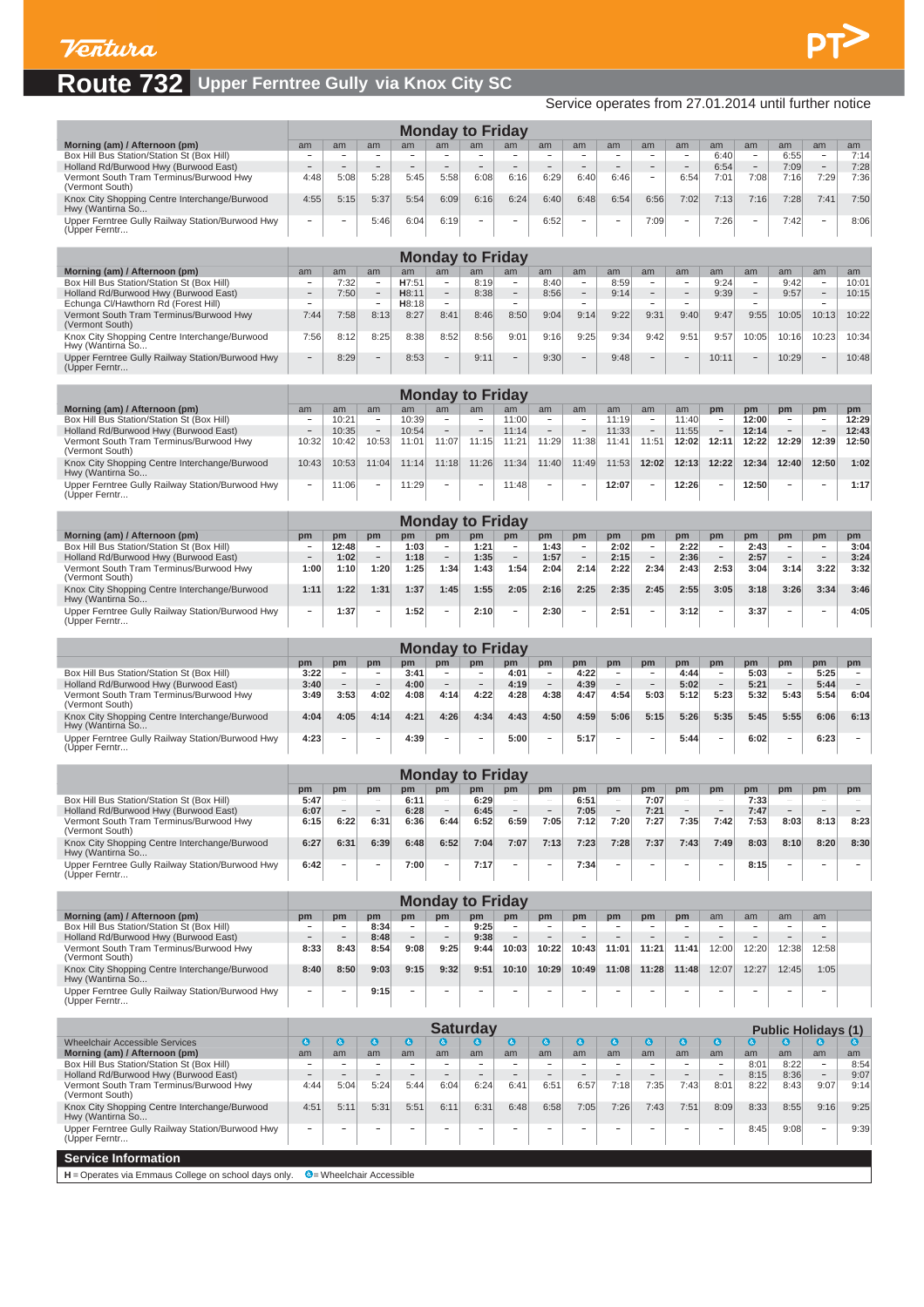Ventura

# Route 732 Upper Ferntree Gully via Knox City SC

Service operates from 27.01.2014 until further notice

## Monday to Friday

| Morning (am) / Afternoon (pm) | am | am | am | am | am | am | am | am | am | am | am | am | am | am | am | am | am |
|---|---|---|---|---|---|---|---|---|---|---|---|---|---|---|---|---|---|
| Box Hill Bus Station/Station St (Box Hill) | – | – | – | – | – | – | – | – | – | – | – | – | 6:40 | – | 6:55 | – | 7:14 |
| Holland Rd/Burwood Hwy (Burwood East) | – | – | – | – | – | – | – | – | – | – | – | – | 6:54 | – | 7:09 | – | 7:28 |
| Vermont South Tram Terminus/Burwood Hwy (Vermont South) | 4:48 | 5:08 | 5:28 | 5:45 | 5:58 | 6:08 | 6:16 | 6:29 | 6:40 | 6:46 | – | 6:54 | 7:01 | 7:08 | 7:16 | 7:29 | 7:36 |
| Knox City Shopping Centre Interchange/Burwood Hwy (Wantirna So... | 4:55 | 5:15 | 5:37 | 5:54 | 6:09 | 6:16 | 6:24 | 6:40 | 6:48 | 6:54 | 6:56 | 7:02 | 7:13 | 7:16 | 7:28 | 7:41 | 7:50 |
| Upper Ferntree Gully Railway Station/Burwood Hwy (Upper Ferntr... | – | – | 5:46 | 6:04 | 6:19 | – | – | 6:52 | – | – | 7:09 | – | 7:26 | – | 7:42 | – | 8:06 |

## Monday to Friday

| Morning (am) / Afternoon (pm) | am | am | am | am | am | am | am | am | am | am | am | am | am | am | am | am | am |
|---|---|---|---|---|---|---|---|---|---|---|---|---|---|---|---|---|---|
| Box Hill Bus Station/Station St (Box Hill) | – | 7:32 | – | H7:51 | – | 8:19 | – | 8:40 | – | 8:59 | – | – | 9:24 | – | 9:42 | – | 10:01 |
| Holland Rd/Burwood Hwy (Burwood East) | – | 7:50 | – | H8:11 | – | 8:38 | – | 8:56 | – | 9:14 | – | – | 9:39 | – | 9:57 | – | 10:15 |
| Echunga Cl/Hawthorn Rd (Forest Hill) | – | – | – | H8:18 | – | – | – | – | – | – | – | – | – | – | – | – | – |
| Vermont South Tram Terminus/Burwood Hwy (Vermont South) | 7:44 | 7:58 | 8:13 | 8:27 | 8:41 | 8:46 | 8:50 | 9:04 | 9:14 | 9:22 | 9:31 | 9:40 | 9:47 | 9:55 | 10:05 | 10:13 | 10:22 |
| Knox City Shopping Centre Interchange/Burwood Hwy (Wantirna So... | 7:56 | 8:12 | 8:25 | 8:38 | 8:52 | 8:56 | 9:01 | 9:16 | 9:25 | 9:34 | 9:42 | 9:51 | 9:57 | 10:05 | 10:16 | 10:23 | 10:34 |
| Upper Ferntree Gully Railway Station/Burwood Hwy (Upper Ferntr... | – | 8:29 | – | 8:53 | – | 9:11 | – | 9:30 | – | 9:48 | – | – | 10:11 | – | 10:29 | – | 10:48 |

## Monday to Friday

| Morning (am) / Afternoon (pm) | am | am | am | am | am | am | am | am | am | am | am | am | pm | pm | pm | pm | pm |
|---|---|---|---|---|---|---|---|---|---|---|---|---|---|---|---|---|---|
| Box Hill Bus Station/Station St (Box Hill) | – | 10:21 | – | 10:39 | – | – | 11:00 | – | – | 11:19 | – | 11:40 | – | **12:00** | – | – | **12:29** |
| Holland Rd/Burwood Hwy (Burwood East) | – | 10:35 | – | 10:54 | – | – | 11:14 | – | – | 11:33 | – | 11:55 | – | **12:14** | – | – | **12:43** |
| Vermont South Tram Terminus/Burwood Hwy (Vermont South) | 10:32 | 10:42 | 10:53 | 11:01 | 11:07 | 11:15 | 11:21 | 11:29 | 11:38 | 11:41 | 11:51 | **12:02** | **12:11** | **12:22** | **12:29** | **12:39** | **12:50** |
| Knox City Shopping Centre Interchange/Burwood Hwy (Wantirna So... | 10:43 | 10:53 | 11:04 | 11:14 | 11:18 | 11:26 | 11:34 | 11:40 | 11:49 | 11:53 | **12:02** | **12:13** | **12:22** | **12:34** | **12:40** | **12:50** | **1:02** |
| Upper Ferntree Gully Railway Station/Burwood Hwy (Upper Ferntr... | – | 11:06 | – | 11:29 | – | – | 11:48 | – | – | **12:07** | – | **12:26** | – | **12:50** | – | – | **1:17** |

## Monday to Friday

| Morning (am) / Afternoon (pm) | pm | pm | pm | pm | pm | pm | pm | pm | pm | pm | pm | pm | pm | pm | pm | pm | pm |
|---|---|---|---|---|---|---|---|---|---|---|---|---|---|---|---|---|---|
| Box Hill Bus Station/Station St (Box Hill) | – | **12:48** | – | **1:03** | – | **1:21** | – | **1:43** | – | **2:02** | – | **2:22** | – | **2:43** | – | – | **3:04** |
| Holland Rd/Burwood Hwy (Burwood East) | – | **1:02** | – | **1:18** | – | **1:35** | – | **1:57** | – | **2:15** | – | **2:36** | – | **2:57** | – | – | **3:24** |
| Vermont South Tram Terminus/Burwood Hwy (Vermont South) | **1:00** | **1:10** | **1:20** | **1:25** | **1:34** | **1:43** | **1:54** | **2:04** | **2:14** | **2:22** | **2:34** | **2:43** | **2:53** | **3:04** | **3:14** | **3:22** | **3:32** |
| Knox City Shopping Centre Interchange/Burwood Hwy (Wantirna So... | **1:11** | **1:22** | **1:31** | **1:37** | **1:45** | **1:55** | **2:05** | **2:16** | **2:25** | **2:35** | **2:45** | **2:55** | **3:05** | **3:18** | **3:26** | **3:34** | **3:46** |
| Upper Ferntree Gully Railway Station/Burwood Hwy (Upper Ferntr... | – | **1:37** | – | **1:52** | – | **2:10** | – | **2:30** | – | **2:51** | – | **3:12** | – | **3:37** | – | – | **4:05** |

## Monday to Friday

| | pm | pm | pm | pm | pm | pm | pm | pm | pm | pm | pm | pm | pm | pm | pm | pm | pm |
|---|---|---|---|---|---|---|---|---|---|---|---|---|---|---|---|---|---|
| Box Hill Bus Station/Station St (Box Hill) | **3:22** | – | – | **3:41** | – | – | **4:01** | – | **4:22** | – | – | **4:44** | – | **5:03** | – | **5:25** | – |
| Holland Rd/Burwood Hwy (Burwood East) | **3:40** | – | – | **4:00** | – | – | **4:19** | – | **4:39** | – | – | **5:02** | – | **5:21** | – | **5:44** | – |
| Vermont South Tram Terminus/Burwood Hwy (Vermont South) | **3:49** | **3:53** | **4:02** | **4:08** | **4:14** | **4:22** | **4:28** | **4:38** | **4:47** | **4:54** | **5:03** | **5:12** | **5:23** | **5:32** | **5:43** | **5:54** | **6:04** |
| Knox City Shopping Centre Interchange/Burwood Hwy (Wantirna So... | **4:04** | **4:05** | **4:14** | **4:21** | **4:26** | **4:34** | **4:43** | **4:50** | **4:59** | **5:06** | **5:15** | **5:26** | **5:35** | **5:45** | **5:55** | **6:06** | **6:13** |
| Upper Ferntree Gully Railway Station/Burwood Hwy (Upper Ferntr... | **4:23** | – | – | **4:39** | – | – | **5:00** | – | **5:17** | – | – | **5:44** | – | **6:02** | – | **6:23** | – |

## Monday to Friday

| | pm | pm | pm | pm | pm | pm | pm | pm | pm | pm | pm | pm | pm | pm | pm | pm | pm |
|---|---|---|---|---|---|---|---|---|---|---|---|---|---|---|---|---|---|
| Box Hill Bus Station/Station St (Box Hill) | **5:47** | – | – | **6:11** | – | **6:29** | – | – | **6:51** | – | **7:07** | – | – | **7:33** | – | – | – |
| Holland Rd/Burwood Hwy (Burwood East) | **6:07** | – | – | **6:28** | – | **6:45** | – | – | **7:05** | – | **7:21** | – | – | **7:47** | – | – | – |
| Vermont South Tram Terminus/Burwood Hwy (Vermont South) | **6:15** | **6:22** | **6:31** | **6:36** | **6:44** | **6:52** | **6:59** | **7:05** | **7:12** | **7:20** | **7:27** | **7:35** | **7:42** | **7:53** | **8:03** | **8:13** | **8:23** |
| Knox City Shopping Centre Interchange/Burwood Hwy (Wantirna So... | **6:27** | **6:31** | **6:39** | **6:48** | **6:52** | **7:04** | **7:07** | **7:13** | **7:23** | **7:28** | **7:37** | **7:43** | **7:49** | **8:03** | **8:10** | **8:20** | **8:30** |
| Upper Ferntree Gully Railway Station/Burwood Hwy (Upper Ferntr... | **6:42** | – | – | **7:00** | – | **7:17** | – | – | **7:34** | – | – | – | – | **8:15** | – | – | – |

## Monday to Friday

| Morning (am) / Afternoon (pm) | pm | pm | pm | pm | pm | pm | pm | pm | pm | pm | pm | pm | am | am | am | am |
|---|---|---|---|---|---|---|---|---|---|---|---|---|---|---|---|---|
| Box Hill Bus Station/Station St (Box Hill) | – | – | **8:34** | – | – | **9:25** | – | – | – | – | – | – | – | – | – | – |
| Holland Rd/Burwood Hwy (Burwood East) | – | – | **8:48** | – | – | **9:38** | – | – | – | – | – | – | – | – | – | – |
| Vermont South Tram Terminus/Burwood Hwy (Vermont South) | **8:33** | **8:43** | **8:54** | **9:08** | **9:25** | **9:44** | **10:03** | **10:22** | **10:43** | **11:01** | **11:21** | **11:41** | 12:00 | 12:20 | 12:38 | 12:58 |
| Knox City Shopping Centre Interchange/Burwood Hwy (Wantirna So... | **8:40** | **8:50** | **9:03** | **9:15** | **9:32** | **9:51** | **10:10** | **10:29** | **10:49** | **11:08** | **11:28** | **11:48** | 12:07 | 12:27 | 12:45 | 1:05 |
| Upper Ferntree Gully Railway Station/Burwood Hwy (Upper Ferntr... | – | – | **9:15** | – | – | – | – | – | – | – | – | – | – | – | – | – |

## Saturday / Public Holidays (1)

| Wheelchair Accessible Services | ♿ | ♿ | ♿ | ♿ | ♿ | ♿ | ♿ | ♿ | ♿ | ♿ | ♿ | ♿ | ♿ | ♿ | ♿ | ♿ | ♿ |
|---|---|---|---|---|---|---|---|---|---|---|---|---|---|---|---|---|---|
| Morning (am) / Afternoon (pm) | am | am | am | am | am | am | am | am | am | am | am | am | am | am | am | am | am |
| Box Hill Bus Station/Station St (Box Hill) | – | – | – | – | – | – | – | – | – | – | – | – | – | 8:01 | 8:22 | – | 8:54 |
| Holland Rd/Burwood Hwy (Burwood East) | – | – | – | – | – | – | – | – | – | – | – | – | – | 8:15 | 8:36 | – | 9:07 |
| Vermont South Tram Terminus/Burwood Hwy (Vermont South) | 4:44 | 5:04 | 5:24 | 5:44 | 6:04 | 6:24 | 6:41 | 6:51 | 6:57 | 7:18 | 7:35 | 7:43 | 8:01 | 8:22 | 8:43 | 9:07 | 9:14 |
| Knox City Shopping Centre Interchange/Burwood Hwy (Wantirna So... | 4:51 | 5:11 | 5:31 | 5:51 | 6:11 | 6:31 | 6:48 | 6:58 | 7:05 | 7:26 | 7:43 | 7:51 | 8:09 | 8:33 | 8:55 | 9:16 | 9:25 |
| Upper Ferntree Gully Railway Station/Burwood Hwy (Upper Ferntr... | – | – | – | – | – | – | – | – | – | – | – | – | – | 8:45 | 9:08 | – | 9:39 |

## Service Information

**H** = Operates via Emmaus College on school days only. ♿ = Wheelchair Accessible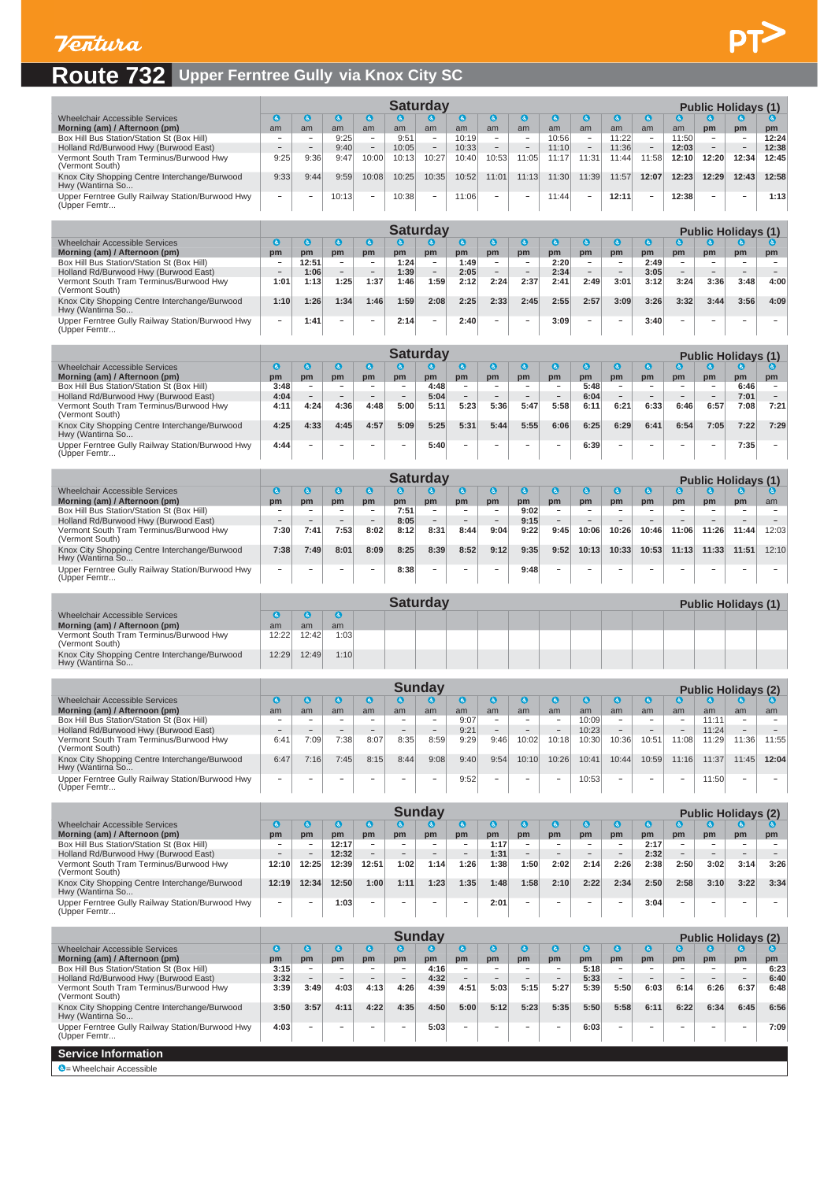# Route 732 Upper Ferntree Gully via Knox City SC

## Saturday / Public Holidays (1)

| Wheelchair Accessible Services | ♿ | ♿ | ♿ | ♿ | ♿ | ♿ | ♿ | ♿ | ♿ | ♿ | ♿ | ♿ | ♿ | ♿ | ♿ | ♿ | ♿ |
|---|---|---|---|---|---|---|---|---|---|---|---|---|---|---|---|---|---|
| Morning (am) / Afternoon (pm) | am | am | am | am | am | am | am | am | am | am | am | am | am | am | pm | pm | pm |
| Box Hill Bus Station/Station St (Box Hill) | – | – | 9:25 | – | 9:51 | – | 10:19 | – | – | 10:56 | – | 11:22 | – | 11:50 | – | – | 12:24 |
| Holland Rd/Burwood Hwy (Burwood East) | – | – | 9:40 | – | 10:05 | – | 10:33 | – | – | 11:10 | – | 11:36 | – | 12:03 | – | – | 12:38 |
| Vermont South Tram Terminus/Burwood Hwy (Vermont South) | 9:25 | 9:36 | 9:47 | 10:00 | 10:13 | 10:27 | 10:40 | 10:53 | 11:05 | 11:17 | 11:31 | 11:44 | 11:58 | 12:10 | 12:20 | 12:34 | 12:45 |
| Knox City Shopping Centre Interchange/Burwood Hwy (Wantirna So... | 9:33 | 9:44 | 9:59 | 10:08 | 10:25 | 10:35 | 10:52 | 11:01 | 11:13 | 11:30 | 11:39 | 11:57 | 12:07 | 12:23 | 12:29 | 12:43 | 12:58 |
| Upper Ferntree Gully Railway Station/Burwood Hwy (Upper Ferntr... | – | – | 10:13 | – | 10:38 | – | 11:06 | – | – | 11:44 | – | 12:11 | – | 12:38 | – | – | 1:13 |

## Saturday / Public Holidays (1)

| Wheelchair Accessible Services | ♿ | ♿ | ♿ | ♿ | ♿ | ♿ | ♿ | ♿ | ♿ | ♿ | ♿ | ♿ | ♿ | ♿ | ♿ | ♿ | ♿ |
|---|---|---|---|---|---|---|---|---|---|---|---|---|---|---|---|---|---|
| Morning (am) / Afternoon (pm) | pm | pm | pm | pm | pm | pm | pm | pm | pm | pm | pm | pm | pm | pm | pm | pm | pm |
| Box Hill Bus Station/Station St (Box Hill) | – | 12:51 | – | – | 1:24 | – | 1:49 | – | – | 2:20 | – | – | 2:49 | – | – | – | – |
| Holland Rd/Burwood Hwy (Burwood East) | – | 1:06 | – | – | 1:39 | – | 2:05 | – | – | 2:34 | – | – | 3:05 | – | – | – | – |
| Vermont South Tram Terminus/Burwood Hwy (Vermont South) | 1:01 | 1:13 | 1:25 | 1:37 | 1:46 | 1:59 | 2:12 | 2:24 | 2:37 | 2:41 | 2:49 | 3:01 | 3:12 | 3:24 | 3:36 | 3:48 | 4:00 |
| Knox City Shopping Centre Interchange/Burwood Hwy (Wantirna So... | 1:10 | 1:26 | 1:34 | 1:46 | 1:59 | 2:08 | 2:25 | 2:33 | 2:45 | 2:55 | 2:57 | 3:09 | 3:26 | 3:32 | 3:44 | 3:56 | 4:09 |
| Upper Ferntree Gully Railway Station/Burwood Hwy (Upper Ferntr... | – | 1:41 | – | – | 2:14 | – | 2:40 | – | – | 3:09 | – | – | 3:40 | – | – | – | – |

## Saturday / Public Holidays (1)

| Wheelchair Accessible Services | ♿ | ♿ | ♿ | ♿ | ♿ | ♿ | ♿ | ♿ | ♿ | ♿ | ♿ | ♿ | ♿ | ♿ | ♿ | ♿ | ♿ |
|---|---|---|---|---|---|---|---|---|---|---|---|---|---|---|---|---|---|
| Morning (am) / Afternoon (pm) | pm | pm | pm | pm | pm | pm | pm | pm | pm | pm | pm | pm | pm | pm | pm | pm | pm |
| Box Hill Bus Station/Station St (Box Hill) | 3:48 | – | – | – | – | 4:48 | – | – | – | – | 5:48 | – | – | – | – | 6:46 | – |
| Holland Rd/Burwood Hwy (Burwood East) | 4:04 | – | – | – | – | 5:04 | – | – | – | – | 6:04 | – | – | – | – | 7:01 | – |
| Vermont South Tram Terminus/Burwood Hwy (Vermont South) | 4:11 | 4:24 | 4:36 | 4:48 | 5:00 | 5:11 | 5:23 | 5:36 | 5:47 | 5:58 | 6:11 | 6:21 | 6:33 | 6:46 | 6:57 | 7:08 | 7:21 |
| Knox City Shopping Centre Interchange/Burwood Hwy (Wantirna So... | 4:25 | 4:33 | 4:45 | 4:57 | 5:09 | 5:25 | 5:31 | 5:44 | 5:55 | 6:06 | 6:25 | 6:29 | 6:41 | 6:54 | 7:05 | 7:22 | 7:29 |
| Upper Ferntree Gully Railway Station/Burwood Hwy (Upper Ferntr... | 4:44 | – | – | – | – | 5:40 | – | – | – | – | 6:39 | – | – | – | – | 7:35 | – |

## Saturday / Public Holidays (1)

| Wheelchair Accessible Services | ♿ | ♿ | ♿ | ♿ | ♿ | ♿ | ♿ | ♿ | ♿ | ♿ | ♿ | ♿ | ♿ | ♿ | ♿ | ♿ | ♿ |
|---|---|---|---|---|---|---|---|---|---|---|---|---|---|---|---|---|---|
| Morning (am) / Afternoon (pm) | pm | pm | pm | pm | pm | pm | pm | pm | pm | pm | pm | pm | pm | pm | pm | pm | am |
| Box Hill Bus Station/Station St (Box Hill) | – | – | – | – | 7:51 | – | – | – | 9:02 | – | – | – | – | – | – | – | – |
| Holland Rd/Burwood Hwy (Burwood East) | – | – | – | – | 8:05 | – | – | – | 9:15 | – | – | – | – | – | – | – | – |
| Vermont South Tram Terminus/Burwood Hwy (Vermont South) | 7:30 | 7:41 | 7:53 | 8:02 | 8:12 | 8:31 | 8:44 | 9:04 | 9:22 | 9:45 | 10:06 | 10:26 | 10:46 | 11:06 | 11:26 | 11:44 | 12:03 |
| Knox City Shopping Centre Interchange/Burwood Hwy (Wantirna So... | 7:38 | 7:49 | 8:01 | 8:09 | 8:25 | 8:39 | 8:52 | 9:12 | 9:35 | 9:52 | 10:13 | 10:33 | 10:53 | 11:13 | 11:33 | 11:51 | 12:10 |
| Upper Ferntree Gully Railway Station/Burwood Hwy (Upper Ferntr... | – | – | – | – | 8:38 | – | – | – | 9:48 | – | – | – | – | – | – | – | – |

## Saturday / Public Holidays (1)

| Wheelchair Accessible Services | ♿ | ♿ | ♿ |
|---|---|---|---|
| Morning (am) / Afternoon (pm) | am | am | am |
| Vermont South Tram Terminus/Burwood Hwy (Vermont South) | 12:22 | 12:42 | 1:03 |
| Knox City Shopping Centre Interchange/Burwood Hwy (Wantirna So... | 12:29 | 12:49 | 1:10 |

## Sunday / Public Holidays (2)

| Wheelchair Accessible Services | ♿ | ♿ | ♿ | ♿ | ♿ | ♿ | ♿ | ♿ | ♿ | ♿ | ♿ | ♿ | ♿ | ♿ | ♿ | ♿ | ♿ |
|---|---|---|---|---|---|---|---|---|---|---|---|---|---|---|---|---|---|
| Morning (am) / Afternoon (pm) | am | am | am | am | am | am | am | am | am | am | am | am | am | am | am | am | am |
| Box Hill Bus Station/Station St (Box Hill) | – | – | – | – | – | – | 9:07 | – | – | – | 10:09 | – | – | – | 11:11 | – | – |
| Holland Rd/Burwood Hwy (Burwood East) | – | – | – | – | – | – | 9:21 | – | – | – | 10:23 | – | – | – | 11:24 | – | – |
| Vermont South Tram Terminus/Burwood Hwy (Vermont South) | 6:41 | 7:09 | 7:38 | 8:07 | 8:35 | 8:59 | 9:29 | 9:46 | 10:02 | 10:18 | 10:30 | 10:36 | 10:51 | 11:08 | 11:29 | 11:36 | 11:55 |
| Knox City Shopping Centre Interchange/Burwood Hwy (Wantirna So... | 6:47 | 7:16 | 7:45 | 8:15 | 8:44 | 9:08 | 9:40 | 9:54 | 10:10 | 10:26 | 10:41 | 10:44 | 10:59 | 11:16 | 11:37 | 11:45 | 12:04 |
| Upper Ferntree Gully Railway Station/Burwood Hwy (Upper Ferntr... | – | – | – | – | – | – | 9:52 | – | – | – | 10:53 | – | – | – | 11:50 | – | – |

## Sunday / Public Holidays (2)

| Wheelchair Accessible Services | ♿ | ♿ | ♿ | ♿ | ♿ | ♿ | ♿ | ♿ | ♿ | ♿ | ♿ | ♿ | ♿ | ♿ | ♿ | ♿ | ♿ |
|---|---|---|---|---|---|---|---|---|---|---|---|---|---|---|---|---|---|
| Morning (am) / Afternoon (pm) | pm | pm | pm | pm | pm | pm | pm | pm | pm | pm | pm | pm | pm | pm | pm | pm | pm |
| Box Hill Bus Station/Station St (Box Hill) | – | – | 12:17 | – | – | – | – | 1:17 | – | – | – | – | 2:17 | – | – | – | – |
| Holland Rd/Burwood Hwy (Burwood East) | – | – | 12:32 | – | – | – | – | 1:31 | – | – | – | – | 2:32 | – | – | – | – |
| Vermont South Tram Terminus/Burwood Hwy (Vermont South) | 12:10 | 12:25 | 12:39 | 12:51 | 1:02 | 1:14 | 1:26 | 1:38 | 1:50 | 2:02 | 2:14 | 2:26 | 2:38 | 2:50 | 3:02 | 3:14 | 3:26 |
| Knox City Shopping Centre Interchange/Burwood Hwy (Wantirna So... | 12:19 | 12:34 | 12:50 | 1:00 | 1:11 | 1:23 | 1:35 | 1:48 | 1:58 | 2:10 | 2:22 | 2:34 | 2:50 | 2:58 | 3:10 | 3:22 | 3:34 |
| Upper Ferntree Gully Railway Station/Burwood Hwy (Upper Ferntr... | – | – | 1:03 | – | – | – | – | 2:01 | – | – | – | – | 3:04 | – | – | – | – |

## Sunday / Public Holidays (2)

| Wheelchair Accessible Services | ♿ | ♿ | ♿ | ♿ | ♿ | ♿ | ♿ | ♿ | ♿ | ♿ | ♿ | ♿ | ♿ | ♿ | ♿ | ♿ | ♿ |
|---|---|---|---|---|---|---|---|---|---|---|---|---|---|---|---|---|---|
| Morning (am) / Afternoon (pm) | pm | pm | pm | pm | pm | pm | pm | pm | pm | pm | pm | pm | pm | pm | pm | pm | pm |
| Box Hill Bus Station/Station St (Box Hill) | 3:15 | – | – | – | – | 4:16 | – | – | – | – | 5:18 | – | – | – | – | – | 6:23 |
| Holland Rd/Burwood Hwy (Burwood East) | 3:32 | – | – | – | – | 4:32 | – | – | – | – | 5:33 | – | – | – | – | – | 6:40 |
| Vermont South Tram Terminus/Burwood Hwy (Vermont South) | 3:39 | 3:49 | 4:03 | 4:13 | 4:26 | 4:39 | 4:51 | 5:03 | 5:15 | 5:27 | 5:39 | 5:50 | 6:03 | 6:14 | 6:26 | 6:37 | 6:48 |
| Knox City Shopping Centre Interchange/Burwood Hwy (Wantirna So... | 3:50 | 3:57 | 4:11 | 4:22 | 4:35 | 4:50 | 5:00 | 5:12 | 5:23 | 5:35 | 5:50 | 5:58 | 6:11 | 6:22 | 6:34 | 6:45 | 6:56 |
| Upper Ferntree Gully Railway Station/Burwood Hwy (Upper Ferntr... | 4:03 | – | – | – | – | 5:03 | – | – | – | – | 6:03 | – | – | – | – | – | 7:09 |

## Service Information

♿ = Wheelchair Accessible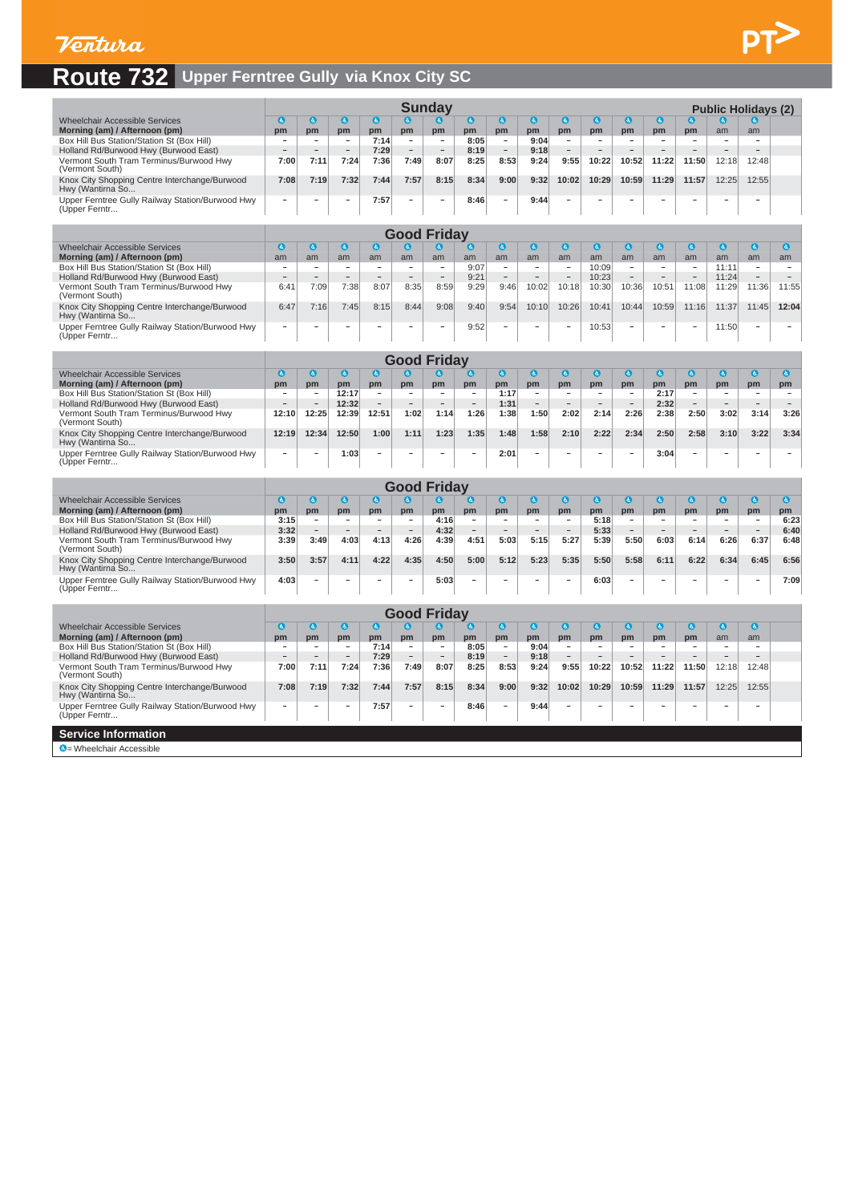# Route 732 Upper Ferntree Gully via Knox City SC

| Sunday / Public Holidays (2) | | | | | | | | | | | | | | | | |
|---|---|---|---|---|---|---|---|---|---|---|---|---|---|---|---|---|
| Wheelchair Accessible Services | ♿ | ♿ | ♿ | ♿ | ♿ | ♿ | ♿ | ♿ | ♿ | ♿ | ♿ | ♿ | ♿ | ♿ | ♿ | ♿ |
| Morning (am) / Afternoon (pm) | pm | pm | pm | pm | pm | pm | pm | pm | pm | pm | pm | pm | pm | pm | am | am |
| Box Hill Bus Station/Station St (Box Hill) | – | – | – | 7:14 | – | – | 8:05 | – | 9:04 | – | – | – | – | – | – | – |
| Holland Rd/Burwood Hwy (Burwood East) | – | – | – | 7:29 | – | – | 8:19 | – | 9:18 | – | – | – | – | – | – | – |
| Vermont South Tram Terminus/Burwood Hwy (Vermont South) | 7:00 | 7:11 | 7:24 | 7:36 | 7:49 | 8:07 | 8:25 | 8:53 | 9:24 | 9:55 | 10:22 | 10:52 | 11:22 | 11:50 | 12:18 | 12:48 |
| Knox City Shopping Centre Interchange/Burwood Hwy (Wantirna So... | 7:08 | 7:19 | 7:32 | 7:44 | 7:57 | 8:15 | 8:34 | 9:00 | 9:32 | 10:02 | 10:29 | 10:59 | 11:29 | 11:57 | 12:25 | 12:55 |
| Upper Ferntree Gully Railway Station/Burwood Hwy (Upper Ferntr... | – | – | – | 7:57 | – | – | 8:46 | – | 9:44 | – | – | – | – | – | – | – |

| Good Friday | | | | | | | | | | | | | | | | | |
|---|---|---|---|---|---|---|---|---|---|---|---|---|---|---|---|---|---|
| Wheelchair Accessible Services | ♿ | ♿ | ♿ | ♿ | ♿ | ♿ | ♿ | ♿ | ♿ | ♿ | ♿ | ♿ | ♿ | ♿ | ♿ | ♿ | ♿ |
| Morning (am) / Afternoon (pm) | am | am | am | am | am | am | am | am | am | am | am | am | am | am | am | am | am |
| Box Hill Bus Station/Station St (Box Hill) | – | – | – | – | – | – | 9:07 | – | – | – | 10:09 | – | – | – | 11:11 | – | – |
| Holland Rd/Burwood Hwy (Burwood East) | – | – | – | – | – | – | 9:21 | – | – | – | 10:23 | – | – | – | 11:24 | – | – |
| Vermont South Tram Terminus/Burwood Hwy (Vermont South) | 6:41 | 7:09 | 7:38 | 8:07 | 8:35 | 8:59 | 9:29 | 9:46 | 10:02 | 10:18 | 10:30 | 10:36 | 10:51 | 11:08 | 11:29 | 11:36 | 11:55 |
| Knox City Shopping Centre Interchange/Burwood Hwy (Wantirna So... | 6:47 | 7:16 | 7:45 | 8:15 | 8:44 | 9:08 | 9:40 | 9:54 | 10:10 | 10:26 | 10:41 | 10:44 | 10:59 | 11:16 | 11:37 | 11:45 | 12:04 |
| Upper Ferntree Gully Railway Station/Burwood Hwy (Upper Ferntr... | – | – | – | – | – | – | 9:52 | – | – | – | 10:53 | – | – | – | 11:50 | – | – |

| Good Friday | | | | | | | | | | | | | | | | | |
|---|---|---|---|---|---|---|---|---|---|---|---|---|---|---|---|---|---|
| Wheelchair Accessible Services | ♿ | ♿ | ♿ | ♿ | ♿ | ♿ | ♿ | ♿ | ♿ | ♿ | ♿ | ♿ | ♿ | ♿ | ♿ | ♿ | ♿ |
| Morning (am) / Afternoon (pm) | pm | pm | pm | pm | pm | pm | pm | pm | pm | pm | pm | pm | pm | pm | pm | pm | pm |
| Box Hill Bus Station/Station St (Box Hill) | – | – | 12:17 | – | – | – | – | 1:17 | – | – | – | – | 2:17 | – | – | – | – |
| Holland Rd/Burwood Hwy (Burwood East) | – | – | 12:32 | – | – | – | – | 1:31 | – | – | – | – | 2:32 | – | – | – | – |
| Vermont South Tram Terminus/Burwood Hwy (Vermont South) | 12:10 | 12:25 | 12:39 | 12:51 | 1:02 | 1:14 | 1:26 | 1:38 | 1:50 | 2:02 | 2:14 | 2:26 | 2:38 | 2:50 | 3:02 | 3:14 | 3:26 |
| Knox City Shopping Centre Interchange/Burwood Hwy (Wantirna So... | 12:19 | 12:34 | 12:50 | 1:00 | 1:11 | 1:23 | 1:35 | 1:48 | 1:58 | 2:10 | 2:22 | 2:34 | 2:50 | 2:58 | 3:10 | 3:22 | 3:34 |
| Upper Ferntree Gully Railway Station/Burwood Hwy (Upper Ferntr... | – | – | 1:03 | – | – | – | – | 2:01 | – | – | – | – | 3:04 | – | – | – | – |

| Good Friday | | | | | | | | | | | | | | | | | |
|---|---|---|---|---|---|---|---|---|---|---|---|---|---|---|---|---|---|
| Wheelchair Accessible Services | ♿ | ♿ | ♿ | ♿ | ♿ | ♿ | ♿ | ♿ | ♿ | ♿ | ♿ | ♿ | ♿ | ♿ | ♿ | ♿ | ♿ |
| Morning (am) / Afternoon (pm) | pm | pm | pm | pm | pm | pm | pm | pm | pm | pm | pm | pm | pm | pm | pm | pm | pm |
| Box Hill Bus Station/Station St (Box Hill) | 3:15 | – | – | – | – | 4:16 | – | – | – | – | 5:18 | – | – | – | – | – | 6:23 |
| Holland Rd/Burwood Hwy (Burwood East) | 3:32 | – | – | – | – | 4:32 | – | – | – | – | 5:33 | – | – | – | – | – | 6:40 |
| Vermont South Tram Terminus/Burwood Hwy (Vermont South) | 3:39 | 3:49 | 4:03 | 4:13 | 4:26 | 4:39 | 4:51 | 5:03 | 5:15 | 5:27 | 5:39 | 5:50 | 6:03 | 6:14 | 6:26 | 6:37 | 6:48 |
| Knox City Shopping Centre Interchange/Burwood Hwy (Wantirna So... | 3:50 | 3:57 | 4:11 | 4:22 | 4:35 | 4:50 | 5:00 | 5:12 | 5:23 | 5:35 | 5:50 | 5:58 | 6:11 | 6:22 | 6:34 | 6:45 | 6:56 |
| Upper Ferntree Gully Railway Station/Burwood Hwy (Upper Ferntr... | 4:03 | – | – | – | – | 5:03 | – | – | – | – | 6:03 | – | – | – | – | – | 7:09 |

| Good Friday | | | | | | | | | | | | | | | | |
|---|---|---|---|---|---|---|---|---|---|---|---|---|---|---|---|---|
| Wheelchair Accessible Services | ♿ | ♿ | ♿ | ♿ | ♿ | ♿ | ♿ | ♿ | ♿ | ♿ | ♿ | ♿ | ♿ | ♿ | ♿ | ♿ |
| Morning (am) / Afternoon (pm) | pm | pm | pm | pm | pm | pm | pm | pm | pm | pm | pm | pm | pm | pm | am | am |
| Box Hill Bus Station/Station St (Box Hill) | – | – | – | 7:14 | – | – | 8:05 | – | 9:04 | – | – | – | – | – | – | – |
| Holland Rd/Burwood Hwy (Burwood East) | – | – | – | 7:29 | – | – | 8:19 | – | 9:18 | – | – | – | – | – | – | – |
| Vermont South Tram Terminus/Burwood Hwy (Vermont South) | 7:00 | 7:11 | 7:24 | 7:36 | 7:49 | 8:07 | 8:25 | 8:53 | 9:24 | 9:55 | 10:22 | 10:52 | 11:22 | 11:50 | 12:18 | 12:48 |
| Knox City Shopping Centre Interchange/Burwood Hwy (Wantirna So... | 7:08 | 7:19 | 7:32 | 7:44 | 7:57 | 8:15 | 8:34 | 9:00 | 9:32 | 10:02 | 10:29 | 10:59 | 11:29 | 11:57 | 12:25 | 12:55 |
| Upper Ferntree Gully Railway Station/Burwood Hwy (Upper Ferntr... | – | – | – | 7:57 | – | – | 8:46 | – | 9:44 | – | – | – | – | – | – | – |

## Service Information

♿ = Wheelchair Accessible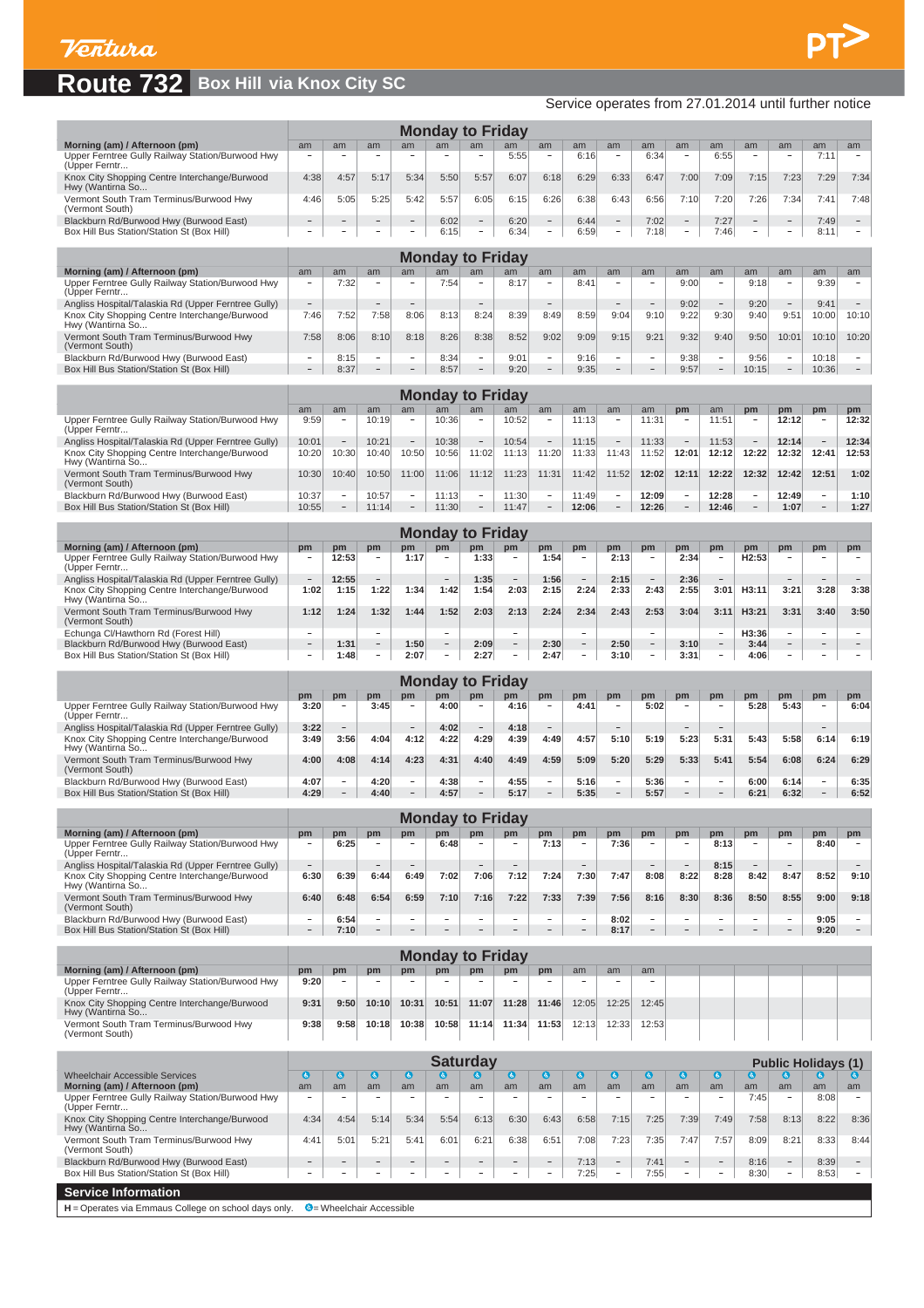# Route 732 Box Hill via Knox City SC

Service operates from 27.01.2014 until further notice

| Monday to Friday | | | | | | | | | | | | | | | | | |
|---|---|---|---|---|---|---|---|---|---|---|---|---|---|---|---|---|---|
| Morning (am) / Afternoon (pm) | am | am | am | am | am | am | am | am | am | am | am | am | am | am | am | am | am |
| Upper Ferntree Gully Railway Station/Burwood Hwy (Upper Ferntr... | – | – | – | – | – | – | 5:55 | – | 6:16 | – | 6:34 | – | 6:55 | – | – | 7:11 | – |
| Knox City Shopping Centre Interchange/Burwood Hwy (Wantirna So... | 4:38 | 4:57 | 5:17 | 5:34 | 5:50 | 5:57 | 6:07 | 6:18 | 6:29 | 6:33 | 6:47 | 7:00 | 7:09 | 7:15 | 7:23 | 7:29 | 7:34 |
| Vermont South Tram Terminus/Burwood Hwy (Vermont South) | 4:46 | 5:05 | 5:25 | 5:42 | 5:57 | 6:05 | 6:15 | 6:26 | 6:38 | 6:43 | 6:56 | 7:10 | 7:20 | 7:26 | 7:34 | 7:41 | 7:48 |
| Blackburn Rd/Burwood Hwy (Burwood East) | – | – | – | – | 6:02 | – | 6:20 | – | 6:44 | – | 7:02 | – | 7:27 | – | – | 7:49 | – |
| Box Hill Bus Station/Station St (Box Hill) | – | – | – | – | 6:15 | – | 6:34 | – | 6:59 | – | 7:18 | – | 7:46 | – | – | 8:11 | – |

| Monday to Friday | | | | | | | | | | | | | | | | | |
|---|---|---|---|---|---|---|---|---|---|---|---|---|---|---|---|---|---|
| Morning (am) / Afternoon (pm) | am | am | am | am | am | am | am | am | am | am | am | am | am | am | am | am | am |
| Upper Ferntree Gully Railway Station/Burwood Hwy (Upper Ferntr... | – | 7:32 | – | – | 7:54 | – | 8:17 | – | 8:41 | – | – | 9:00 | – | 9:18 | – | 9:39 | – |
| Angliss Hospital/Talaskia Rd (Upper Ferntree Gully) | – | | – | – | | – | | – | | – | – | 9:02 | – | 9:20 | – | 9:41 | – |
| Knox City Shopping Centre Interchange/Burwood Hwy (Wantirna So... | 7:46 | 7:52 | 7:58 | 8:06 | 8:13 | 8:24 | 8:39 | 8:49 | 8:59 | 9:04 | 9:10 | 9:22 | 9:30 | 9:40 | 9:51 | 10:00 | 10:10 |
| Vermont South Tram Terminus/Burwood Hwy (Vermont South) | 7:58 | 8:06 | 8:10 | 8:18 | 8:26 | 8:38 | 8:52 | 9:02 | 9:09 | 9:15 | 9:21 | 9:32 | 9:40 | 9:50 | 10:01 | 10:10 | 10:20 |
| Blackburn Rd/Burwood Hwy (Burwood East) | – | 8:15 | – | – | 8:34 | – | 9:01 | – | 9:16 | – | – | 9:38 | – | 9:56 | – | 10:18 | – |
| Box Hill Bus Station/Station St (Box Hill) | – | 8:37 | – | – | 8:57 | – | 9:20 | – | 9:35 | – | – | 9:57 | – | 10:15 | – | 10:36 | – |

| Monday to Friday | | | | | | | | | | | | | | | | | |
|---|---|---|---|---|---|---|---|---|---|---|---|---|---|---|---|---|---|
| | am | am | am | am | am | am | am | am | am | am | am | pm | am | pm | pm | pm | pm |
| Upper Ferntree Gully Railway Station/Burwood Hwy (Upper Ferntr... | 9:59 | – | 10:19 | – | 10:36 | – | 10:52 | – | 11:13 | – | 11:31 | – | 11:51 | – | 12:12 | – | 12:32 |
| Angliss Hospital/Talaskia Rd (Upper Ferntree Gully) | 10:01 | – | 10:21 | – | 10:38 | – | 10:54 | – | 11:15 | – | 11:33 | – | 11:53 | – | 12:14 | – | 12:34 |
| Knox City Shopping Centre Interchange/Burwood Hwy (Wantirna So... | 10:20 | 10:30 | 10:40 | 10:50 | 10:56 | 11:02 | 11:13 | 11:20 | 11:33 | 11:43 | 11:52 | 12:01 | 12:12 | 12:22 | 12:32 | 12:41 | 12:53 |
| Vermont South Tram Terminus/Burwood Hwy (Vermont South) | 10:30 | 10:40 | 10:50 | 11:00 | 11:06 | 11:12 | 11:23 | 11:31 | 11:42 | 11:52 | 12:02 | 12:11 | 12:22 | 12:32 | 12:42 | 12:51 | 1:02 |
| Blackburn Rd/Burwood Hwy (Burwood East) | 10:37 | – | 10:57 | – | 11:13 | – | 11:30 | – | 11:49 | – | 12:09 | – | 12:28 | – | 12:49 | – | 1:10 |
| Box Hill Bus Station/Station St (Box Hill) | 10:55 | – | 11:14 | – | 11:30 | – | 11:47 | – | 12:06 | – | 12:26 | – | 12:46 | – | 1:07 | – | 1:27 |

| Monday to Friday | | | | | | | | | | | | | | | | | |
|---|---|---|---|---|---|---|---|---|---|---|---|---|---|---|---|---|---|
| Morning (am) / Afternoon (pm) | pm | pm | pm | pm | pm | pm | pm | pm | pm | pm | pm | pm | pm | pm | pm | pm | pm |
| Upper Ferntree Gully Railway Station/Burwood Hwy (Upper Ferntr... | – | 12:53 | – | 1:17 | – | 1:33 | – | 1:54 | – | 2:13 | – | 2:34 | – | H2:53 | – | – | – |
| Angliss Hospital/Talaskia Rd (Upper Ferntree Gully) | – | 12:55 | – | | – | 1:35 | – | 1:56 | – | 2:15 | – | 2:36 | – | | – | – | – |
| Knox City Shopping Centre Interchange/Burwood Hwy (Wantirna So... | 1:02 | 1:15 | 1:22 | 1:34 | 1:42 | 1:54 | 2:03 | 2:15 | 2:24 | 2:33 | 2:43 | 2:55 | 3:01 | H3:11 | 3:21 | 3:28 | 3:38 |
| Vermont South Tram Terminus/Burwood Hwy (Vermont South) | 1:12 | 1:24 | 1:32 | 1:44 | 1:52 | 2:03 | 2:13 | 2:24 | 2:34 | 2:43 | 2:53 | 3:04 | 3:11 | H3:21 | 3:31 | 3:40 | 3:50 |
| Echunga Cl/Hawthorn Rd (Forest Hill) | – | | – | | – | | – | | – | | – | | – | H3:36 | – | – | – |
| Blackburn Rd/Burwood Hwy (Burwood East) | – | 1:31 | – | 1:50 | – | 2:09 | – | 2:30 | – | 2:50 | – | 3:10 | – | 3:44 | – | – | – |
| Box Hill Bus Station/Station St (Box Hill) | – | 1:48 | – | 2:07 | – | 2:27 | – | 2:47 | – | 3:10 | – | 3:31 | – | 4:06 | – | – | – |

| Monday to Friday | | | | | | | | | | | | | | | | | |
|---|---|---|---|---|---|---|---|---|---|---|---|---|---|---|---|---|---|
| | pm | pm | pm | pm | pm | pm | pm | pm | pm | pm | pm | pm | pm | pm | pm | pm | pm |
| Upper Ferntree Gully Railway Station/Burwood Hwy (Upper Ferntr... | 3:20 | – | 3:45 | – | 4:00 | – | 4:16 | – | 4:41 | – | 5:02 | – | – | 5:28 | 5:43 | – | 6:04 |
| Angliss Hospital/Talaskia Rd (Upper Ferntree Gully) | 3:22 | – | | – | 4:02 | – | 4:18 | – | | – | | – | – | | | – | |
| Knox City Shopping Centre Interchange/Burwood Hwy (Wantirna So... | 3:49 | 3:56 | 4:04 | 4:12 | 4:22 | 4:29 | 4:39 | 4:49 | 4:57 | 5:10 | 5:19 | 5:23 | 5:31 | 5:43 | 5:58 | 6:14 | 6:19 |
| Vermont South Tram Terminus/Burwood Hwy (Vermont South) | 4:00 | 4:08 | 4:14 | 4:23 | 4:31 | 4:40 | 4:49 | 4:59 | 5:09 | 5:20 | 5:29 | 5:33 | 5:41 | 5:54 | 6:08 | 6:24 | 6:29 |
| Blackburn Rd/Burwood Hwy (Burwood East) | 4:07 | – | 4:20 | – | 4:38 | – | 4:55 | – | 5:16 | – | 5:36 | – | – | 6:00 | 6:14 | – | 6:35 |
| Box Hill Bus Station/Station St (Box Hill) | 4:29 | – | 4:40 | – | 4:57 | – | 5:17 | – | 5:35 | – | 5:57 | – | – | 6:21 | 6:32 | – | 6:52 |

| Monday to Friday | | | | | | | | | | | | | | | | | |
|---|---|---|---|---|---|---|---|---|---|---|---|---|---|---|---|---|---|
| Morning (am) / Afternoon (pm) | pm | pm | pm | pm | pm | pm | pm | pm | pm | pm | pm | pm | pm | pm | pm | pm | pm |
| Upper Ferntree Gully Railway Station/Burwood Hwy (Upper Ferntr... | – | 6:25 | – | – | 6:48 | – | – | 7:13 | – | 7:36 | – | – | 8:13 | – | – | 8:40 | – |
| Angliss Hospital/Talaskia Rd (Upper Ferntree Gully) | – | | – | – | | – | – | | – | | – | – | 8:15 | – | – | | – |
| Knox City Shopping Centre Interchange/Burwood Hwy (Wantirna So... | 6:30 | 6:39 | 6:44 | 6:49 | 7:02 | 7:06 | 7:12 | 7:24 | 7:30 | 7:47 | 8:08 | 8:22 | 8:28 | 8:42 | 8:47 | 8:52 | 9:10 |
| Vermont South Tram Terminus/Burwood Hwy (Vermont South) | 6:40 | 6:48 | 6:54 | 6:59 | 7:10 | 7:16 | 7:22 | 7:33 | 7:39 | 7:56 | 8:16 | 8:30 | 8:36 | 8:50 | 8:55 | 9:00 | 9:18 |
| Blackburn Rd/Burwood Hwy (Burwood East) | – | 6:54 | – | – | – | – | – | – | – | 8:02 | – | – | – | – | – | 9:05 | – |
| Box Hill Bus Station/Station St (Box Hill) | – | 7:10 | – | – | – | – | – | – | – | 8:17 | – | – | – | – | – | 9:20 | – |

| Monday to Friday | | | | | | | | | | | |
|---|---|---|---|---|---|---|---|---|---|---|---|
| Morning (am) / Afternoon (pm) | pm | pm | pm | pm | pm | pm | pm | pm | am | am | am |
| Upper Ferntree Gully Railway Station/Burwood Hwy (Upper Ferntr... | 9:20 | – | – | – | – | – | – | – | – | – | – |
| Knox City Shopping Centre Interchange/Burwood Hwy (Wantirna So... | 9:31 | 9:50 | 10:10 | 10:31 | 10:51 | 11:07 | 11:28 | 11:46 | 12:05 | 12:25 | 12:45 |
| Vermont South Tram Terminus/Burwood Hwy (Vermont South) | 9:38 | 9:58 | 10:18 | 10:38 | 10:58 | 11:14 | 11:34 | 11:53 | 12:13 | 12:33 | 12:53 |

| Saturday | | | | | | | | | | | | | Public Holidays (1) | | | |
|---|---|---|---|---|---|---|---|---|---|---|---|---|---|---|---|---|
| Wheelchair Accessible Services | ♿ | ♿ | ♿ | ♿ | ♿ | ♿ | ♿ | ♿ | ♿ | ♿ | ♿ | ♿ | ♿ | ♿ | ♿ | ♿ | ♿ |
| Morning (am) / Afternoon (pm) | am | am | am | am | am | am | am | am | am | am | am | am | am | am | am | am | am |
| Upper Ferntree Gully Railway Station/Burwood Hwy (Upper Ferntr... | – | – | – | – | – | – | – | – | – | – | – | – | – | 7:45 | – | 8:08 | – |
| Knox City Shopping Centre Interchange/Burwood Hwy (Wantirna So... | 4:34 | 4:54 | 5:14 | 5:34 | 5:54 | 6:13 | 6:30 | 6:43 | 6:58 | 7:15 | 7:25 | 7:39 | 7:49 | 7:58 | 8:13 | 8:22 | 8:36 |
| Vermont South Tram Terminus/Burwood Hwy (Vermont South) | 4:41 | 5:01 | 5:21 | 5:41 | 6:01 | 6:21 | 6:38 | 6:51 | 7:08 | 7:23 | 7:35 | 7:47 | 7:57 | 8:09 | 8:21 | 8:33 | 8:44 |
| Blackburn Rd/Burwood Hwy (Burwood East) | – | – | – | – | – | – | – | – | 7:13 | – | 7:41 | – | – | 8:16 | – | 8:39 | – |
| Box Hill Bus Station/Station St (Box Hill) | – | – | – | – | – | – | – | – | 7:25 | – | 7:55 | – | – | 8:30 | – | 8:53 | – |

## Service Information

**H** = Operates via Emmaus College on school days only. ♿ = Wheelchair Accessible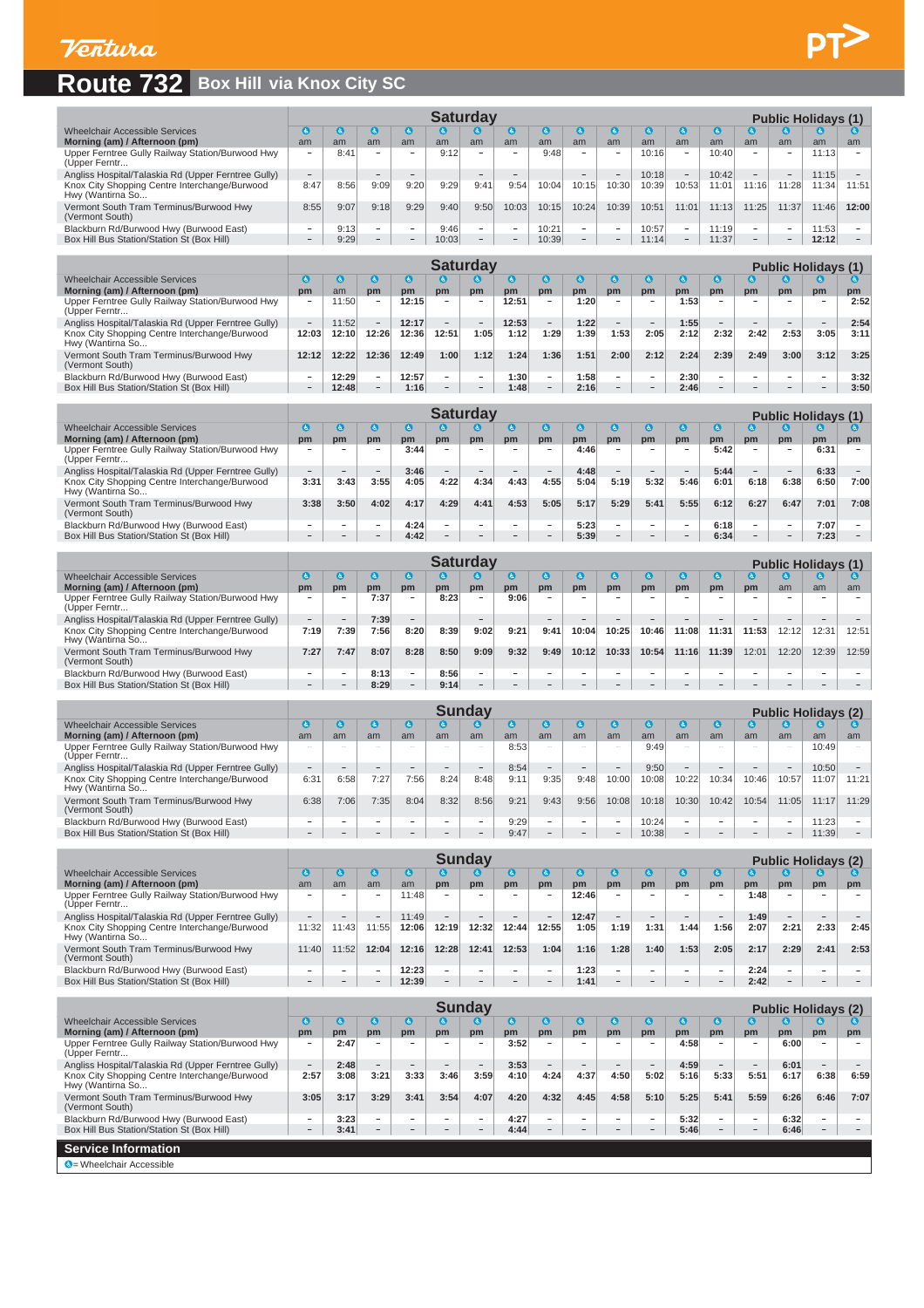Ventura

# Route 732 Box Hill via Knox City SC

| Saturday | | | | | | | | | | | | | | Public Holidays (1) | | | |
|---|---|---|---|---|---|---|---|---|---|---|---|---|---|---|---|---|---|
| Wheelchair Accessible Services | ♿ | ♿ | ♿ | ♿ | ♿ | ♿ | ♿ | ♿ | ♿ | ♿ | ♿ | ♿ | ♿ | ♿ | ♿ | ♿ | ♿ |
| Morning (am) / Afternoon (pm) | am | am | am | am | am | am | am | am | am | am | am | am | am | am | am | am | am |
| Upper Ferntree Gully Railway Station/Burwood Hwy (Upper Ferntr... | – | 8:41 | – | – | 9:12 | – | – | 9:48 | – | – | 10:16 | – | 10:40 | – | – | 11:13 | – |
| Angliss Hospital/Talaskia Rd (Upper Ferntree Gully) | – | – | – | – | – | – | – | – | – | – | 10:18 | – | 10:42 | – | – | 11:15 | – |
| Knox City Shopping Centre Interchange/Burwood Hwy (Wantirna So... | 8:47 | 8:56 | 9:09 | 9:20 | 9:29 | 9:41 | 9:54 | 10:04 | 10:15 | 10:30 | 10:39 | 10:53 | 11:01 | 11:16 | 11:28 | 11:34 | 11:51 |
| Vermont South Tram Terminus/Burwood Hwy (Vermont South) | 8:55 | 9:07 | 9:18 | 9:29 | 9:40 | 9:50 | 10:03 | 10:15 | 10:24 | 10:39 | 10:51 | 11:01 | 11:13 | 11:25 | 11:37 | 11:46 | **12:00** |
| Blackburn Rd/Burwood Hwy (Burwood East) | – | 9:13 | – | – | 9:46 | – | – | 10:21 | – | – | 10:57 | – | 11:19 | – | – | 11:53 | – |
| Box Hill Bus Station/Station St (Box Hill) | – | 9:29 | – | – | 10:03 | – | – | 10:39 | – | – | 11:14 | – | 11:37 | – | – | **12:12** | – |

| Saturday | | | | | | | | | | | | | | Public Holidays (1) | | | |
|---|---|---|---|---|---|---|---|---|---|---|---|---|---|---|---|---|---|
| Wheelchair Accessible Services | ♿ | ♿ | ♿ | ♿ | ♿ | ♿ | ♿ | ♿ | ♿ | ♿ | ♿ | ♿ | ♿ | ♿ | ♿ | ♿ | ♿ |
| Morning (am) / Afternoon (pm) | pm | am | pm | pm | pm | pm | pm | pm | pm | pm | pm | pm | pm | pm | pm | pm | pm |
| Upper Ferntree Gully Railway Station/Burwood Hwy (Upper Ferntr... | – | 11:50 | – | **12:15** | – | – | **12:51** | – | **1:20** | – | – | **1:53** | – | – | – | – | **2:52** |
| Angliss Hospital/Talaskia Rd (Upper Ferntree Gully) | – | 11:52 | – | **12:17** | – | – | **12:53** | – | **1:22** | – | – | **1:55** | – | – | – | – | **2:54** |
| Knox City Shopping Centre Interchange/Burwood Hwy (Wantirna So... | **12:03** | 12:10 | **12:26** | **12:36** | **12:51** | **1:05** | **1:12** | **1:29** | **1:39** | **1:53** | **2:05** | **2:12** | **2:32** | **2:42** | **2:53** | **3:05** | **3:11** |
| Vermont South Tram Terminus/Burwood Hwy (Vermont South) | **12:12** | 12:22 | **12:36** | **12:49** | **1:00** | **1:12** | **1:24** | **1:36** | **1:51** | **2:00** | **2:12** | **2:24** | **2:39** | **2:49** | **3:00** | **3:12** | **3:25** |
| Blackburn Rd/Burwood Hwy (Burwood East) | – | 12:29 | – | **12:57** | – | – | **1:30** | – | **1:58** | – | – | **2:30** | – | – | – | – | **3:32** |
| Box Hill Bus Station/Station St (Box Hill) | – | 12:48 | – | **1:16** | – | – | **1:48** | – | **2:16** | – | – | **2:46** | – | – | – | – | **3:50** |

| Saturday | | | | | | | | | | | | | | Public Holidays (1) | | | |
|---|---|---|---|---|---|---|---|---|---|---|---|---|---|---|---|---|---|
| Wheelchair Accessible Services | ♿ | ♿ | ♿ | ♿ | ♿ | ♿ | ♿ | ♿ | ♿ | ♿ | ♿ | ♿ | ♿ | ♿ | ♿ | ♿ | ♿ |
| Morning (am) / Afternoon (pm) | pm | pm | pm | pm | pm | pm | pm | pm | pm | pm | pm | pm | pm | pm | pm | pm | pm |
| Upper Ferntree Gully Railway Station/Burwood Hwy (Upper Ferntr... | – | – | – | **3:44** | – | – | – | – | **4:46** | – | – | – | **5:42** | – | – | **6:31** | – |
| Angliss Hospital/Talaskia Rd (Upper Ferntree Gully) | – | – | – | **3:46** | – | – | – | – | **4:48** | – | – | – | **5:44** | – | – | **6:33** | – |
| Knox City Shopping Centre Interchange/Burwood Hwy (Wantirna So... | **3:31** | **3:43** | **3:55** | **4:05** | **4:22** | **4:34** | **4:43** | **4:55** | **5:04** | **5:19** | **5:32** | **5:46** | **6:01** | **6:18** | **6:38** | **6:50** | **7:00** |
| Vermont South Tram Terminus/Burwood Hwy (Vermont South) | **3:38** | **3:50** | **4:02** | **4:17** | **4:29** | **4:41** | **4:53** | **5:05** | **5:17** | **5:29** | **5:41** | **5:55** | **6:12** | **6:27** | **6:47** | **7:01** | **7:08** |
| Blackburn Rd/Burwood Hwy (Burwood East) | – | – | – | **4:24** | – | – | – | – | **5:23** | – | – | – | **6:18** | – | – | **7:07** | – |
| Box Hill Bus Station/Station St (Box Hill) | – | – | – | **4:42** | – | – | – | – | **5:39** | – | – | – | **6:34** | – | – | **7:23** | – |

| Saturday | | | | | | | | | | | | | | Public Holidays (1) | | | |
|---|---|---|---|---|---|---|---|---|---|---|---|---|---|---|---|---|---|
| Wheelchair Accessible Services | ♿ | ♿ | ♿ | ♿ | ♿ | ♿ | ♿ | ♿ | ♿ | ♿ | ♿ | ♿ | ♿ | ♿ | ♿ | ♿ | ♿ |
| Morning (am) / Afternoon (pm) | pm | pm | pm | pm | pm | pm | pm | pm | pm | pm | pm | pm | pm | pm | am | am | am |
| Upper Ferntree Gully Railway Station/Burwood Hwy (Upper Ferntr... | – | – | **7:37** | – | **8:23** | – | **9:06** | – | – | – | – | – | – | – | – | – | – |
| Angliss Hospital/Talaskia Rd (Upper Ferntree Gully) | – | – | **7:39** | – | – | – | – | – | – | – | – | – | – | – | – | – | – |
| Knox City Shopping Centre Interchange/Burwood Hwy (Wantirna So... | **7:19** | **7:39** | **7:56** | **8:20** | **8:39** | **9:02** | **9:21** | **9:41** | **10:04** | **10:25** | **10:46** | **11:08** | **11:31** | **11:53** | 12:12 | 12:31 | 12:51 |
| Vermont South Tram Terminus/Burwood Hwy (Vermont South) | **7:27** | **7:47** | **8:07** | **8:28** | **8:50** | **9:09** | **9:32** | **9:49** | **10:12** | **10:33** | **10:54** | **11:16** | **11:39** | 12:01 | 12:20 | 12:39 | 12:59 |
| Blackburn Rd/Burwood Hwy (Burwood East) | – | – | **8:13** | – | **8:56** | – | – | – | – | – | – | – | – | – | – | – | – |
| Box Hill Bus Station/Station St (Box Hill) | – | – | **8:29** | – | **9:14** | – | – | – | – | – | – | – | – | – | – | – | – |

| Sunday | | | | | | | | | | | | | | Public Holidays (2) | | | |
|---|---|---|---|---|---|---|---|---|---|---|---|---|---|---|---|---|---|
| Wheelchair Accessible Services | ♿ | ♿ | ♿ | ♿ | ♿ | ♿ | ♿ | ♿ | ♿ | ♿ | ♿ | ♿ | ♿ | ♿ | ♿ | ♿ | ♿ |
| Morning (am) / Afternoon (pm) | am | am | am | am | am | am | am | am | am | am | am | am | am | am | am | am | am |
| Upper Ferntree Gully Railway Station/Burwood Hwy (Upper Ferntr... | – | – | – | – | – | – | 8:53 | – | – | – | 9:49 | – | – | – | – | 10:49 | – |
| Angliss Hospital/Talaskia Rd (Upper Ferntree Gully) | – | – | – | – | – | – | 8:54 | – | – | – | 9:50 | – | – | – | – | 10:50 | – |
| Knox City Shopping Centre Interchange/Burwood Hwy (Wantirna So... | 6:31 | 6:58 | 7:27 | 7:56 | 8:24 | 8:48 | 9:11 | 9:35 | 9:48 | 10:00 | 10:08 | 10:22 | 10:34 | 10:46 | 10:57 | 11:07 | 11:21 |
| Vermont South Tram Terminus/Burwood Hwy (Vermont South) | 6:38 | 7:06 | 7:35 | 8:04 | 8:32 | 8:56 | 9:21 | 9:43 | 9:56 | 10:08 | 10:18 | 10:30 | 10:42 | 10:54 | 11:05 | 11:17 | 11:29 |
| Blackburn Rd/Burwood Hwy (Burwood East) | – | – | – | – | – | – | 9:29 | – | – | – | 10:24 | – | – | – | – | 11:23 | – |
| Box Hill Bus Station/Station St (Box Hill) | – | – | – | – | – | – | 9:47 | – | – | – | 10:38 | – | – | – | – | 11:39 | – |

| Sunday | | | | | | | | | | | | | | Public Holidays (2) | | | |
|---|---|---|---|---|---|---|---|---|---|---|---|---|---|---|---|---|---|
| Wheelchair Accessible Services | ♿ | ♿ | ♿ | ♿ | ♿ | ♿ | ♿ | ♿ | ♿ | ♿ | ♿ | ♿ | ♿ | ♿ | ♿ | ♿ | ♿ |
| Morning (am) / Afternoon (pm) | am | am | am | am | pm | pm | pm | pm | pm | pm | pm | pm | pm | pm | pm | pm | pm |
| Upper Ferntree Gully Railway Station/Burwood Hwy (Upper Ferntr... | – | – | – | 11:48 | – | – | – | – | **12:46** | – | – | – | – | **1:48** | – | – | – |
| Angliss Hospital/Talaskia Rd (Upper Ferntree Gully) | – | – | – | 11:49 | – | – | – | – | **12:47** | – | – | – | – | **1:49** | – | – | – |
| Knox City Shopping Centre Interchange/Burwood Hwy (Wantirna So... | 11:32 | 11:43 | 11:55 | **12:06** | **12:19** | **12:32** | **12:44** | **12:55** | **1:05** | **1:19** | **1:31** | **1:44** | **1:56** | **2:07** | **2:21** | **2:33** | **2:45** |
| Vermont South Tram Terminus/Burwood Hwy (Vermont South) | 11:40 | 11:52 | **12:04** | **12:16** | **12:28** | **12:41** | **12:53** | **1:04** | **1:16** | **1:28** | **1:40** | **1:53** | **2:05** | **2:17** | **2:29** | **2:41** | **2:53** |
| Blackburn Rd/Burwood Hwy (Burwood East) | – | – | – | **12:23** | – | – | – | – | **1:23** | – | – | – | – | **2:24** | – | – | – |
| Box Hill Bus Station/Station St (Box Hill) | – | – | – | **12:39** | – | – | – | – | **1:41** | – | – | – | – | **2:42** | – | – | – |

| Sunday | | | | | | | | | | | | | | Public Holidays (2) | | | |
|---|---|---|---|---|---|---|---|---|---|---|---|---|---|---|---|---|---|
| Wheelchair Accessible Services | ♿ | ♿ | ♿ | ♿ | ♿ | ♿ | ♿ | ♿ | ♿ | ♿ | ♿ | ♿ | ♿ | ♿ | ♿ | ♿ | ♿ |
| Morning (am) / Afternoon (pm) | pm | pm | pm | pm | pm | pm | pm | pm | pm | pm | pm | pm | pm | pm | pm | pm | pm |
| Upper Ferntree Gully Railway Station/Burwood Hwy (Upper Ferntr... | – | **2:47** | – | – | – | – | **3:52** | – | – | – | – | **4:58** | – | – | **6:00** | – | – |
| Angliss Hospital/Talaskia Rd (Upper Ferntree Gully) | – | **2:48** | – | – | – | – | **3:53** | – | – | – | – | **4:59** | – | – | **6:01** | – | – |
| Knox City Shopping Centre Interchange/Burwood Hwy (Wantirna So... | **2:57** | **3:08** | **3:21** | **3:33** | **3:46** | **3:59** | **4:10** | **4:24** | **4:37** | **4:50** | **5:02** | **5:16** | **5:33** | **5:51** | **6:17** | **6:38** | **6:59** |
| Vermont South Tram Terminus/Burwood Hwy (Vermont South) | **3:05** | **3:17** | **3:29** | **3:41** | **3:54** | **4:07** | **4:20** | **4:32** | **4:45** | **4:58** | **5:10** | **5:25** | **5:41** | **5:59** | **6:26** | **6:46** | **7:07** |
| Blackburn Rd/Burwood Hwy (Burwood East) | – | **3:23** | – | – | – | – | **4:27** | – | – | – | – | **5:32** | – | – | **6:32** | – | – |
| Box Hill Bus Station/Station St (Box Hill) | – | **3:41** | – | – | – | – | **4:44** | – | – | – | – | **5:46** | – | – | **6:46** | – | – |

## Service Information

♿ = Wheelchair Accessible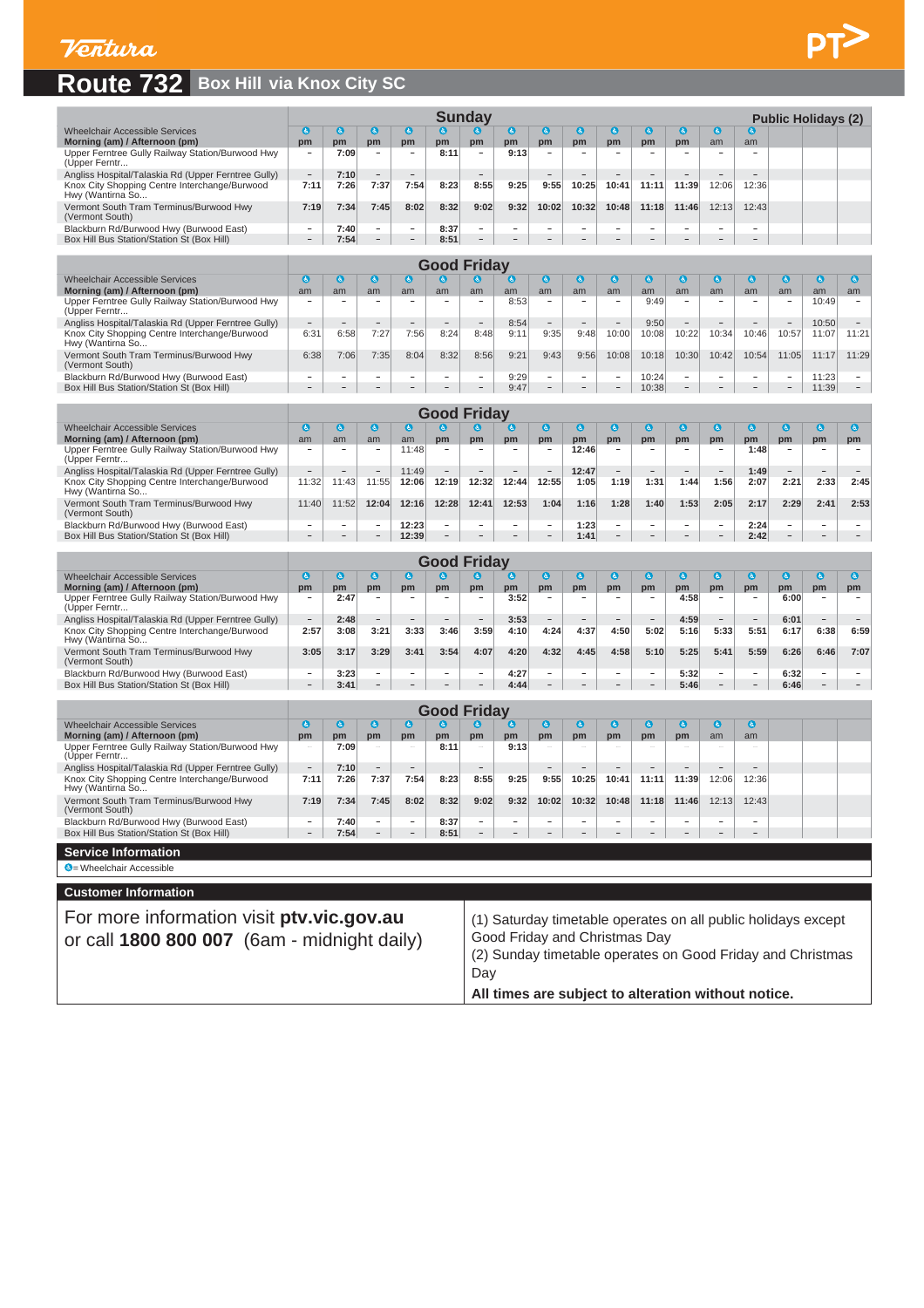# Route 732 Box Hill via Knox City SC

| Sunday | | | | | | | | | | | | | | | Public Holidays (2) | | |
|---|---|---|---|---|---|---|---|---|---|---|---|---|---|---|---|---|---|
| Wheelchair Accessible Services | ♿ | ♿ | ♿ | ♿ | ♿ | ♿ | ♿ | ♿ | ♿ | ♿ | ♿ | ♿ | ♿ | ♿ | | | |
| Morning (am) / Afternoon (pm) | pm | pm | pm | pm | pm | pm | pm | pm | pm | pm | pm | pm | am | am | | | |
| Upper Ferntree Gully Railway Station/Burwood Hwy (Upper Ferntr... | – | 7:09 | – | – | 8:11 | – | 9:13 | – | – | – | – | – | – | – | | | |
| Angliss Hospital/Talaskia Rd (Upper Ferntree Gully) | – | 7:10 | – | – | – | – | – | – | – | – | – | – | – | – | | | |
| Knox City Shopping Centre Interchange/Burwood Hwy (Wantirna So... | 7:11 | 7:26 | 7:37 | 7:54 | 8:23 | 8:55 | 9:25 | 9:55 | 10:25 | 10:41 | 11:11 | 11:39 | 12:06 | 12:36 | | | |
| Vermont South Tram Terminus/Burwood Hwy (Vermont South) | 7:19 | 7:34 | 7:45 | 8:02 | 8:32 | 9:02 | 9:32 | 10:02 | 10:32 | 10:48 | 11:18 | 11:46 | 12:13 | 12:43 | | | |
| Blackburn Rd/Burwood Hwy (Burwood East) | – | 7:40 | – | – | 8:37 | – | – | – | – | – | – | – | – | – | | | |
| Box Hill Bus Station/Station St (Box Hill) | – | 7:54 | – | – | 8:51 | – | – | – | – | – | – | – | – | – | | | |

| Good Friday | | | | | | | | | | | | | | | | | |
|---|---|---|---|---|---|---|---|---|---|---|---|---|---|---|---|---|---|
| Wheelchair Accessible Services | ♿ | ♿ | ♿ | ♿ | ♿ | ♿ | ♿ | ♿ | ♿ | ♿ | ♿ | ♿ | ♿ | ♿ | ♿ | ♿ | ♿ |
| Morning (am) / Afternoon (pm) | am | am | am | am | am | am | am | am | am | am | am | am | am | am | am | am | am |
| Upper Ferntree Gully Railway Station/Burwood Hwy (Upper Ferntr... | – | – | – | – | – | – | 8:53 | – | – | – | 9:49 | – | – | – | – | 10:49 | – |
| Angliss Hospital/Talaskia Rd (Upper Ferntree Gully) | – | – | – | – | – | – | 8:54 | – | – | – | 9:50 | – | – | – | – | 10:50 | – |
| Knox City Shopping Centre Interchange/Burwood Hwy (Wantirna So... | 6:31 | 6:58 | 7:27 | 7:56 | 8:24 | 8:48 | 9:11 | 9:35 | 9:48 | 10:00 | 10:08 | 10:22 | 10:34 | 10:46 | 10:57 | 11:07 | 11:21 |
| Vermont South Tram Terminus/Burwood Hwy (Vermont South) | 6:38 | 7:06 | 7:35 | 8:04 | 8:32 | 8:56 | 9:21 | 9:43 | 9:56 | 10:08 | 10:18 | 10:30 | 10:42 | 10:54 | 11:05 | 11:17 | 11:29 |
| Blackburn Rd/Burwood Hwy (Burwood East) | – | – | – | – | – | – | 9:29 | – | – | – | 10:24 | – | – | – | – | 11:23 | – |
| Box Hill Bus Station/Station St (Box Hill) | – | – | – | – | – | – | 9:47 | – | – | – | 10:38 | – | – | – | – | 11:39 | – |

| Good Friday | | | | | | | | | | | | | | | | | |
|---|---|---|---|---|---|---|---|---|---|---|---|---|---|---|---|---|---|
| Wheelchair Accessible Services | ♿ | ♿ | ♿ | ♿ | ♿ | ♿ | ♿ | ♿ | ♿ | ♿ | ♿ | ♿ | ♿ | ♿ | ♿ | ♿ | ♿ |
| Morning (am) / Afternoon (pm) | am | am | am | am | pm | pm | pm | pm | pm | pm | pm | pm | pm | pm | pm | pm | pm |
| Upper Ferntree Gully Railway Station/Burwood Hwy (Upper Ferntr... | – | – | – | 11:48 | – | – | – | – | 12:46 | – | – | – | – | 1:48 | – | – | – |
| Angliss Hospital/Talaskia Rd (Upper Ferntree Gully) | – | – | – | 11:49 | – | – | – | – | 12:47 | – | – | – | – | 1:49 | – | – | – |
| Knox City Shopping Centre Interchange/Burwood Hwy (Wantirna So... | 11:32 | 11:43 | 11:55 | 12:06 | 12:19 | 12:32 | 12:44 | 12:55 | 1:05 | 1:19 | 1:31 | 1:44 | 1:56 | 2:07 | 2:21 | 2:33 | 2:45 |
| Vermont South Tram Terminus/Burwood Hwy (Vermont South) | 11:40 | 11:52 | 12:04 | 12:16 | 12:28 | 12:41 | 12:53 | 1:04 | 1:16 | 1:28 | 1:40 | 1:53 | 2:05 | 2:17 | 2:29 | 2:41 | 2:53 |
| Blackburn Rd/Burwood Hwy (Burwood East) | – | – | – | 12:23 | – | – | – | – | 1:23 | – | – | – | – | 2:24 | – | – | – |
| Box Hill Bus Station/Station St (Box Hill) | – | – | – | 12:39 | – | – | – | – | 1:41 | – | – | – | – | 2:42 | – | – | – |

| Good Friday | | | | | | | | | | | | | | | | | |
|---|---|---|---|---|---|---|---|---|---|---|---|---|---|---|---|---|---|
| Wheelchair Accessible Services | ♿ | ♿ | ♿ | ♿ | ♿ | ♿ | ♿ | ♿ | ♿ | ♿ | ♿ | ♿ | ♿ | ♿ | ♿ | ♿ | ♿ |
| Morning (am) / Afternoon (pm) | pm | pm | pm | pm | pm | pm | pm | pm | pm | pm | pm | pm | pm | pm | pm | pm | pm |
| Upper Ferntree Gully Railway Station/Burwood Hwy (Upper Ferntr... | – | 2:47 | – | – | – | – | 3:52 | – | – | – | – | 4:58 | – | – | 6:00 | – | – |
| Angliss Hospital/Talaskia Rd (Upper Ferntree Gully) | – | 2:48 | – | – | – | – | 3:53 | – | – | – | – | 4:59 | – | – | 6:01 | – | – |
| Knox City Shopping Centre Interchange/Burwood Hwy (Wantirna So... | 2:57 | 3:08 | 3:21 | 3:33 | 3:46 | 3:59 | 4:10 | 4:24 | 4:37 | 4:50 | 5:02 | 5:16 | 5:33 | 5:51 | 6:17 | 6:38 | 6:59 |
| Vermont South Tram Terminus/Burwood Hwy (Vermont South) | 3:05 | 3:17 | 3:29 | 3:41 | 3:54 | 4:07 | 4:20 | 4:32 | 4:45 | 4:58 | 5:10 | 5:25 | 5:41 | 5:59 | 6:26 | 6:46 | 7:07 |
| Blackburn Rd/Burwood Hwy (Burwood East) | – | 3:23 | – | – | – | – | 4:27 | – | – | – | – | 5:32 | – | – | 6:32 | – | – |
| Box Hill Bus Station/Station St (Box Hill) | – | 3:41 | – | – | – | – | 4:44 | – | – | – | – | 5:46 | – | – | 6:46 | – | – |

| Good Friday | | | | | | | | | | | | | | | | | |
|---|---|---|---|---|---|---|---|---|---|---|---|---|---|---|---|---|---|
| Wheelchair Accessible Services | ♿ | ♿ | ♿ | ♿ | ♿ | ♿ | ♿ | ♿ | ♿ | ♿ | ♿ | ♿ | ♿ | ♿ | | | |
| Morning (am) / Afternoon (pm) | pm | pm | pm | pm | pm | pm | pm | pm | pm | pm | pm | pm | am | am | | | |
| Upper Ferntree Gully Railway Station/Burwood Hwy (Upper Ferntr... | – | 7:09 | – | – | 8:11 | – | 9:13 | – | – | – | – | – | – | – | | | |
| Angliss Hospital/Talaskia Rd (Upper Ferntree Gully) | – | 7:10 | – | – | – | – | – | – | – | – | – | – | – | – | | | |
| Knox City Shopping Centre Interchange/Burwood Hwy (Wantirna So... | 7:11 | 7:26 | 7:37 | 7:54 | 8:23 | 8:55 | 9:25 | 9:55 | 10:25 | 10:41 | 11:11 | 11:39 | 12:06 | 12:36 | | | |
| Vermont South Tram Terminus/Burwood Hwy (Vermont South) | 7:19 | 7:34 | 7:45 | 8:02 | 8:32 | 9:02 | 9:32 | 10:02 | 10:32 | 10:48 | 11:18 | 11:46 | 12:13 | 12:43 | | | |
| Blackburn Rd/Burwood Hwy (Burwood East) | – | 7:40 | – | – | 8:37 | – | – | – | – | – | – | – | – | – | | | |
| Box Hill Bus Station/Station St (Box Hill) | – | 7:54 | – | – | 8:51 | – | – | – | – | – | – | – | – | – | | | |

## Service Information

♿ = Wheelchair Accessible

## Customer Information

For more information visit **ptv.vic.gov.au** or call **1800 800 007** (6am - midnight daily)

(1) Saturday timetable operates on all public holidays except Good Friday and Christmas Day

(2) Sunday timetable operates on Good Friday and Christmas Day

**All times are subject to alteration without notice.**